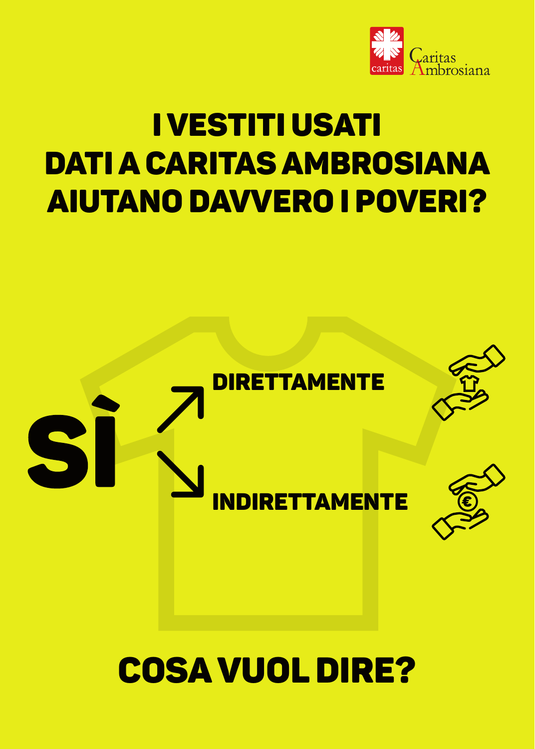Caritas Ambrosiana

# I VESTITI USATI DATI A CARITAS AMBROSIANA AIUTANO DAVVERO I POVERI?

**SÌ**

- **DIRETTAMENTE**
- **INDIRETTAMENTE**

## COSA VUOL DIRE?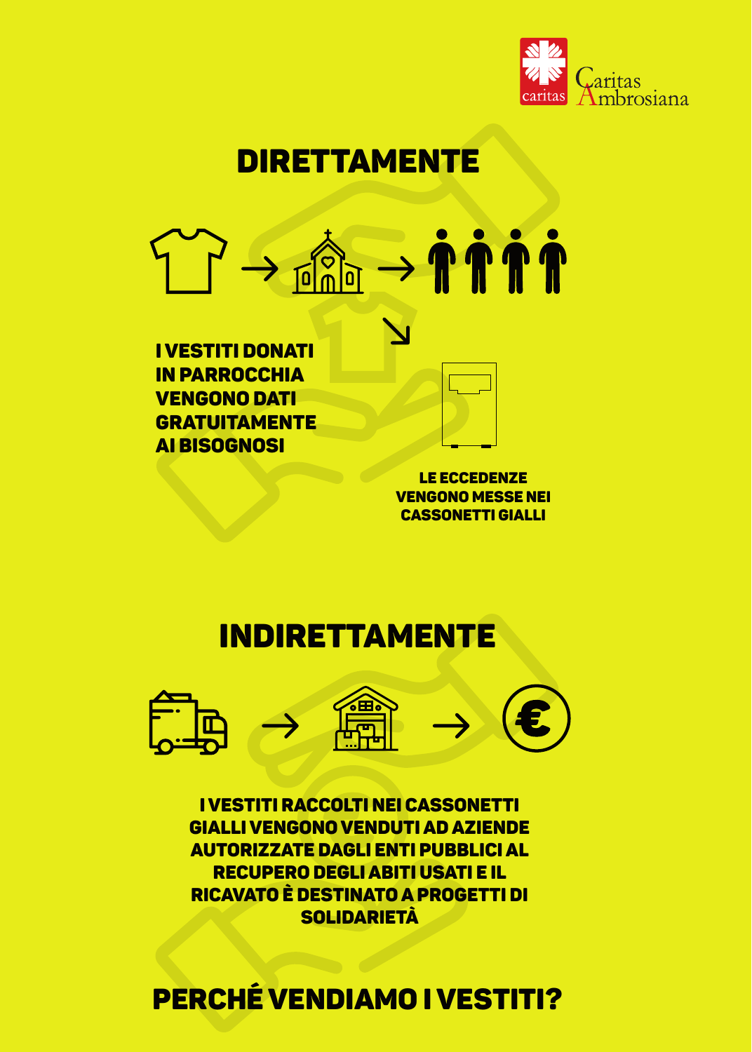# DIRETTAMENTE

**I VESTITI DONATI IN PARROCCHIA VENGONO DATI GRATUITAMENTE AI BISOGNOSI**

**LE ECCEDENZE VENGONO MESSE NEI CASSONETTI GIALLI**

# INDIRETTAMENTE

**I VESTITI RACCOLTI NEI CASSONETTI GIALLI VENGONO VENDUTI AD AZIENDE AUTORIZZATE DAGLI ENTI PUBBLICI AL RECUPERO DEGLI ABITI USATI E IL RICAVATO È DESTINATO A PROGETTI DI SOLIDARIETÀ**

# PERCHÉ VENDIAMO I VESTITI?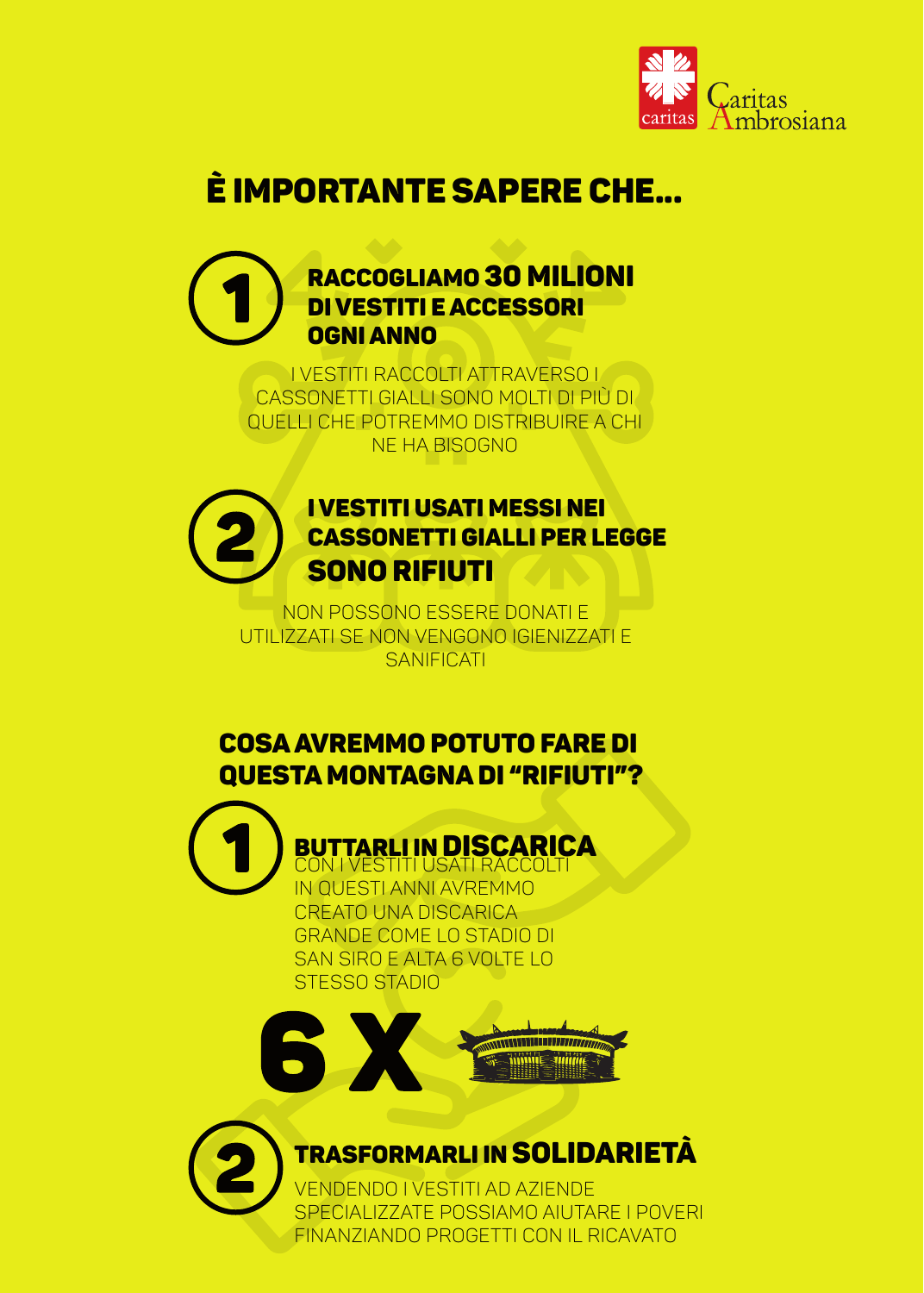# È IMPORTANTE SAPERE CHE...

## 1 RACCOGLIAMO 30 MILIONI DI VESTITI E ACCESSORI OGNI ANNO

I VESTITI RACCOLTI ATTRAVERSO I CASSONETTI GIALLI SONO MOLTI DI PIÙ DI QUELLI CHE POTREMMO DISTRIBUIRE A CHI NE HA BISOGNO

## 2 I VESTITI USATI MESSI NEI CASSONETTI GIALLI PER LEGGE SONO RIFIUTI

NON POSSONO ESSERE DONATI E UTILIZZATI SE NON VENGONO IGIENIZZATI E SANIFICATI

# COSA AVREMMO POTUTO FARE DI QUESTA MONTAGNA DI "RIFIUTI"?

## 1 BUTTARLI IN DISCARICA

CON I VESTITI USATI RACCOLTI IN QUESTI ANNI AVREMMO CREATO UNA DISCARICA GRANDE COME LO STADIO DI SAN SIRO E ALTA 6 VOLTE LO STESSO STADIO

**6 X**

## 2 TRASFORMARLI IN SOLIDARIETÀ

VENDENDO I VESTITI AD AZIENDE SPECIALIZZATE POSSIAMO AIUTARE I POVERI FINANZIANDO PROGETTI CON IL RICAVATO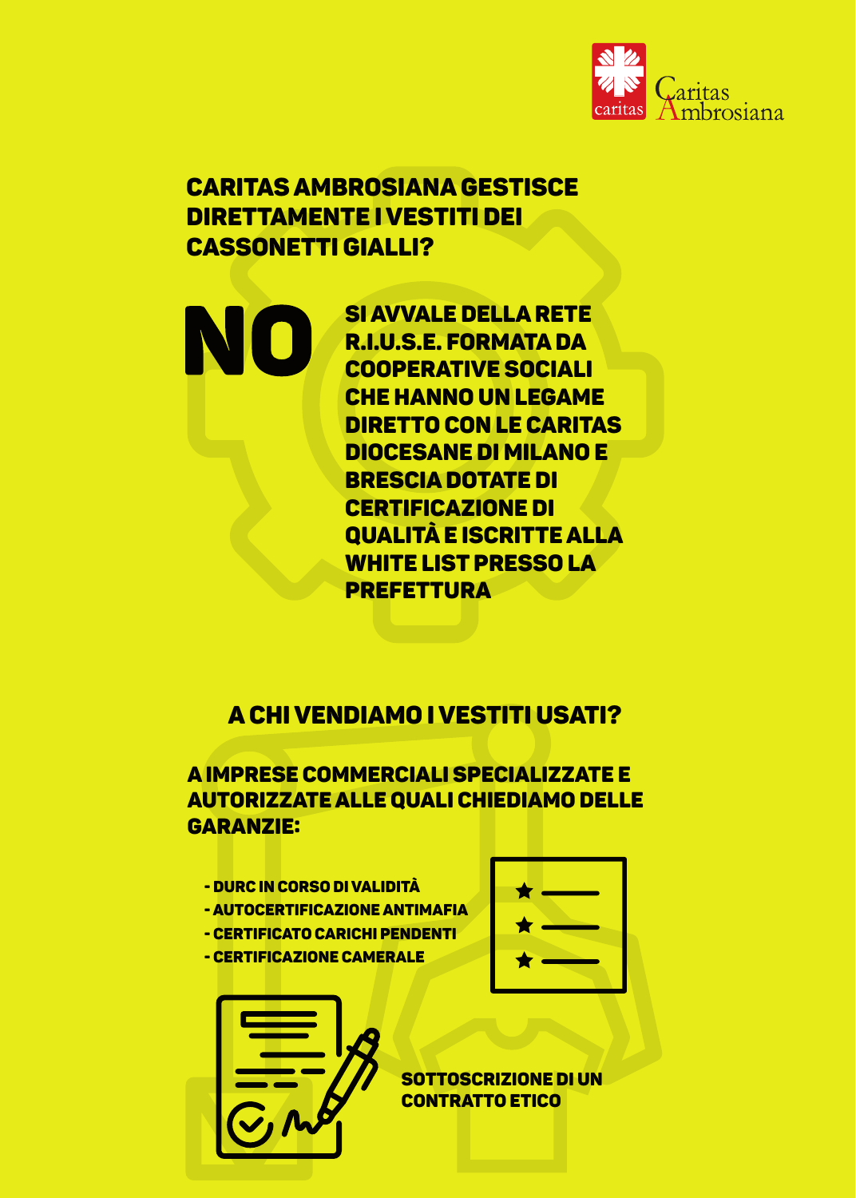## CARITAS AMBROSIANA GESTISCE DIRETTAMENTE I VESTITI DEI CASSONETTI GIALLI?

**NO**

**SI AVVALE DELLA RETE R.I.U.S.E. FORMATA DA COOPERATIVE SOCIALI CHE HANNO UN LEGAME DIRETTO CON LE CARITAS DIOCESANE DI MILANO E BRESCIA DOTATE DI CERTIFICAZIONE DI QUALITÀ E ISCRITTE ALLA WHITE LIST PRESSO LA PREFETTURA**

## A CHI VENDIAMO I VESTITI USATI?

**A IMPRESE COMMERCIALI SPECIALIZZATE E AUTORIZZATE ALLE QUALI CHIEDIAMO DELLE GARANZIE:**

- DURC IN CORSO DI VALIDITÀ
- AUTOCERTIFICAZIONE ANTIMAFIA
- CERTIFICATO CARICHI PENDENTI
- CERTIFICAZIONE CAMERALE

**SOTTOSCRIZIONE DI UN CONTRATTO ETICO**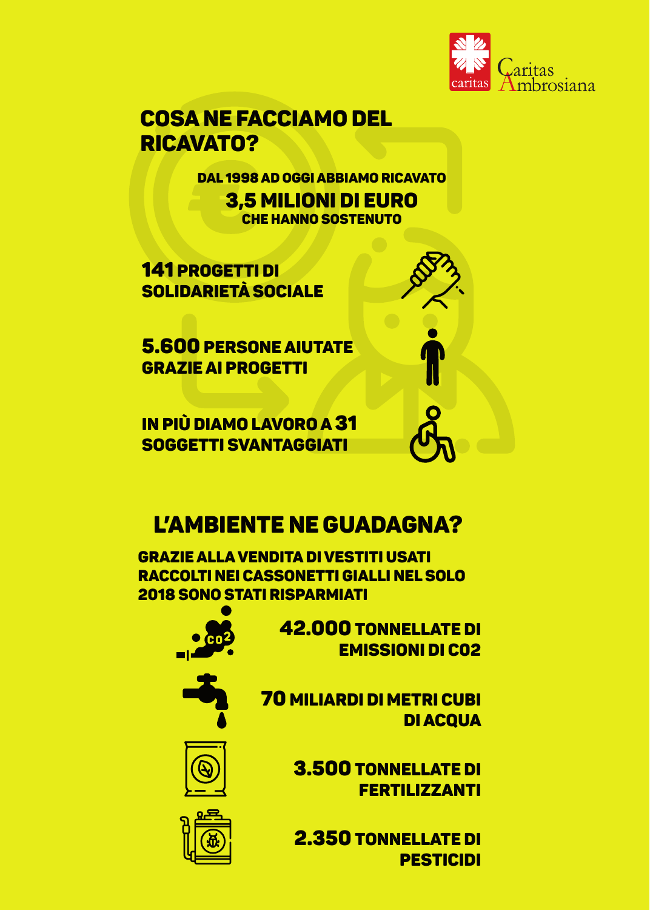Caritas Ambrosiana

## COSA NE FACCIAMO DEL RICAVATO?

DAL 1998 AD OGGI ABBIAMO RICAVATO

**3,5 MILIONI DI EURO**

CHE HANNO SOSTENUTO

**141** PROGETTI DI SOLIDARIETÀ SOCIALE

**5.600** PERSONE AIUTATE GRAZIE AI PROGETTI

IN PIÙ DIAMO LAVORO A **31** SOGGETTI SVANTAGGIATI

## L'AMBIENTE NE GUADAGNA?

GRAZIE ALLA VENDITA DI VESTITI USATI RACCOLTI NEI CASSONETTI GIALLI NEL SOLO 2018 SONO STATI RISPARMIATI

**42.000** TONNELLATE DI EMISSIONI DI $CO_2$

**70** MILIARDI DI METRI CUBI DI ACQUA

**3.500** TONNELLATE DI FERTILIZZANTI

**2.350** TONNELLATE DI PESTICIDI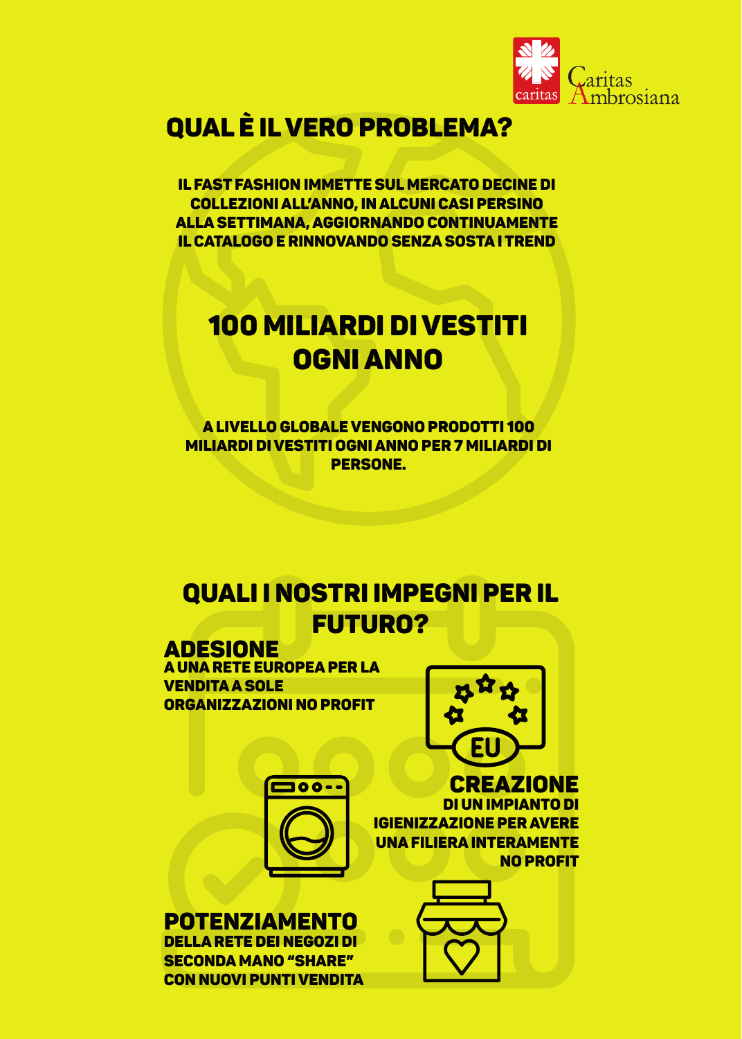## QUAL È IL VERO PROBLEMA?

IL FAST FASHION IMMETTE SUL MERCATO DECINE DI COLLEZIONI ALL'ANNO, IN ALCUNI CASI PERSINO ALLA SETTIMANA, AGGIORNANDO CONTINUAMENTE IL CATALOGO E RINNOVANDO SENZA SOSTA I TREND

## 100 MILIARDI DI VESTITI OGNI ANNO

A LIVELLO GLOBALE VENGONO PRODOTTI 100 MILIARDI DI VESTITI OGNI ANNO PER 7 MILIARDI DI PERSONE.

## QUALI I NOSTRI IMPEGNI PER IL FUTURO?

### ADESIONE

A UNA RETE EUROPEA PER LA VENDITA A SOLE ORGANIZZAZIONI NO PROFIT

### CREAZIONE

DI UN IMPIANTO DI IGIENIZZAZIONE PER AVERE UNA FILIERA INTERAMENTE NO PROFIT

### POTENZIAMENTO

DELLA RETE DEI NEGOZI DI SECONDA MANO "SHARE" CON NUOVI PUNTI VENDITA